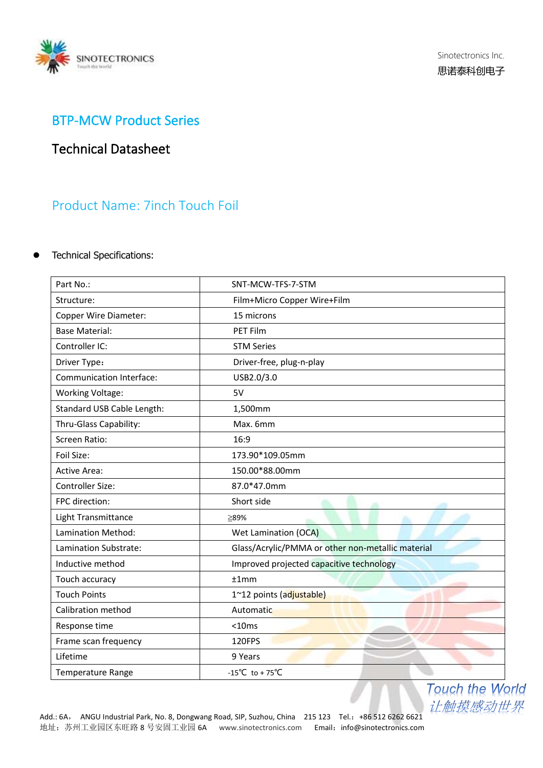# BTP-MCW Product Series

## Technical Datasheet

## Product Name: 7inch Touch Foil

- Technical Specifications:

| Part No.: | SNT-MCW-TFS-7-STM |
|---|---|
| Structure: | Film+Micro Copper Wire+Film |
| Copper Wire Diameter: | 15 microns |
| Base Material: | PET Film |
| Controller IC: | STM Series |
| Driver Type： | Driver-free, plug-n-play |
| Communication Interface: | USB2.0/3.0 |
| Working Voltage: | 5V |
| Standard USB Cable Length: | 1,500mm |
| Thru-Glass Capability: | Max. 6mm |
| Screen Ratio: | 16:9 |
| Foil Size: | 173.90*109.05mm |
| Active Area: | 150.00*88.00mm |
| Controller Size: | 87.0*47.0mm |
| FPC direction: | Short side |
| Light Transmittance | ≧89% |
| Lamination Method: | Wet Lamination (OCA) |
| Lamination Substrate: | Glass/Acrylic/PMMA or other non-metallic material |
| Inductive method | Improved projected capacitive technology |
| Touch accuracy | ±1mm |
| Touch Points | 1~12 points (adjustable) |
| Calibration method | Automatic |
| Response time | <10ms |
| Frame scan frequency | 120FPS |
| Lifetime | 9 Years |
| Temperature Range | -15℃ to + 75℃ |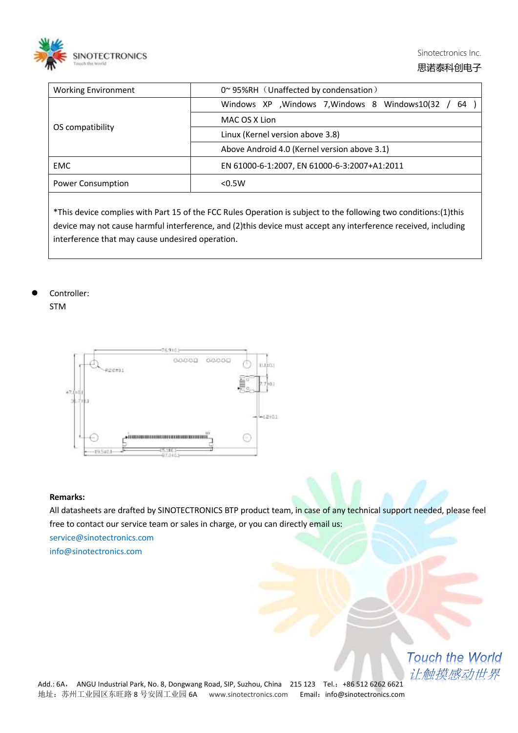| | |
|---|---|
| Working Environment | 0~ 95%RH（Unaffected by condensation） |
| OS compatibility | Windows XP ,Windows 7,Windows 8 Windows10(32 / 64 ) |
| | MAC OS X Lion |
| | Linux (Kernel version above 3.8) |
| | Above Android 4.0 (Kernel version above 3.1) |
| EMC | EN 61000-6-1:2007, EN 61000-6-3:2007+A1:2011 |
| Power Consumption | <0.5W |

*This device complies with Part 15 of the FCC Rules Operation is subject to the following two conditions:(1)this device may not cause harmful interference, and (2)this device must accept any interference received, including interference that may cause undesired operation.

- Controller:
  STM

76.9±0.1
R2.0±0.1
47.1±0.1
36.7±0.1
11.1±0.1
7.7±0.1
1.2±0.1
19.5±0.1
45.3±0.1
67.0±0.1

**Remarks:**

All datasheets are drafted by SINOTECTRONICS BTP product team, in case of any technical support needed, please feel free to contact our service team or sales in charge, or you can directly email us:

service@sinotectronics.com

info@sinotectronics.com